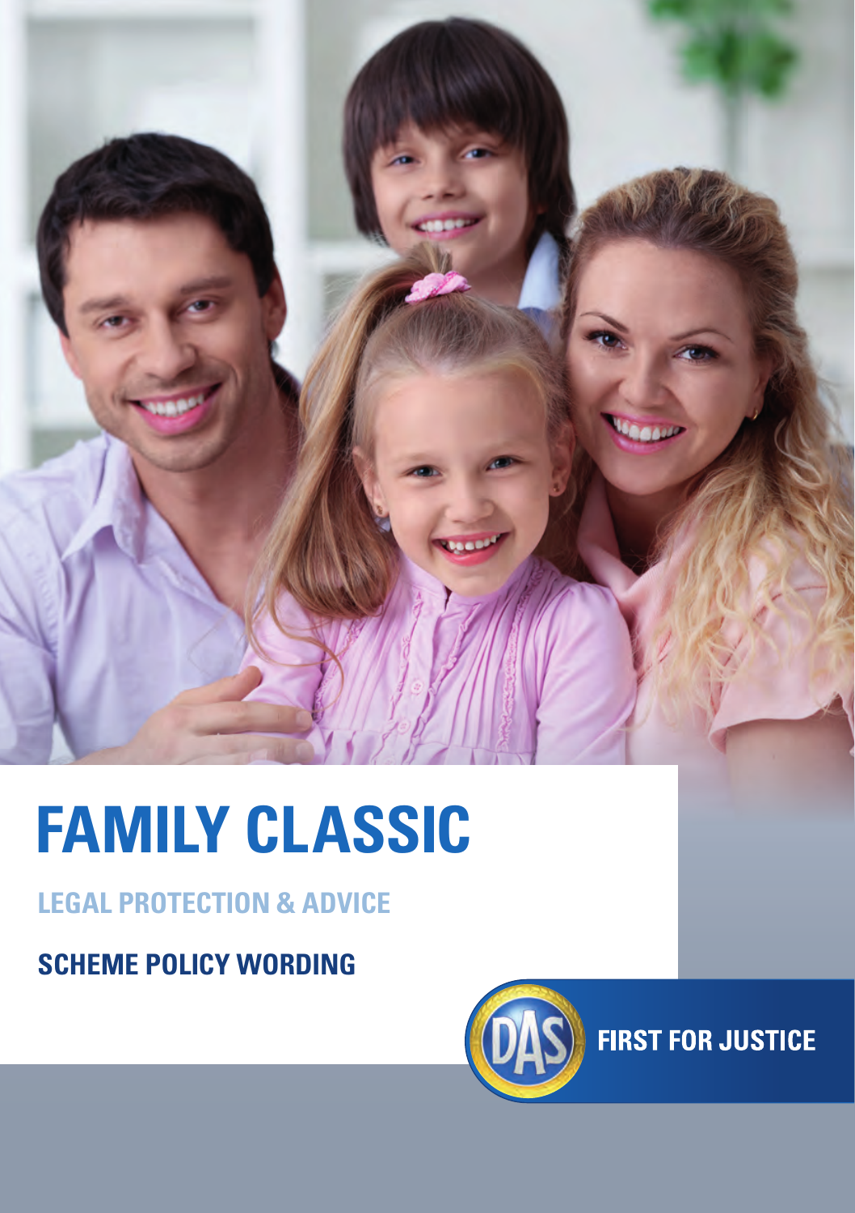# FAMILY CLASSIC

## LEGAL PROTECTION & ADVICE

## SCHEME POLICY WORDING

DAS FIRST FOR JUSTICE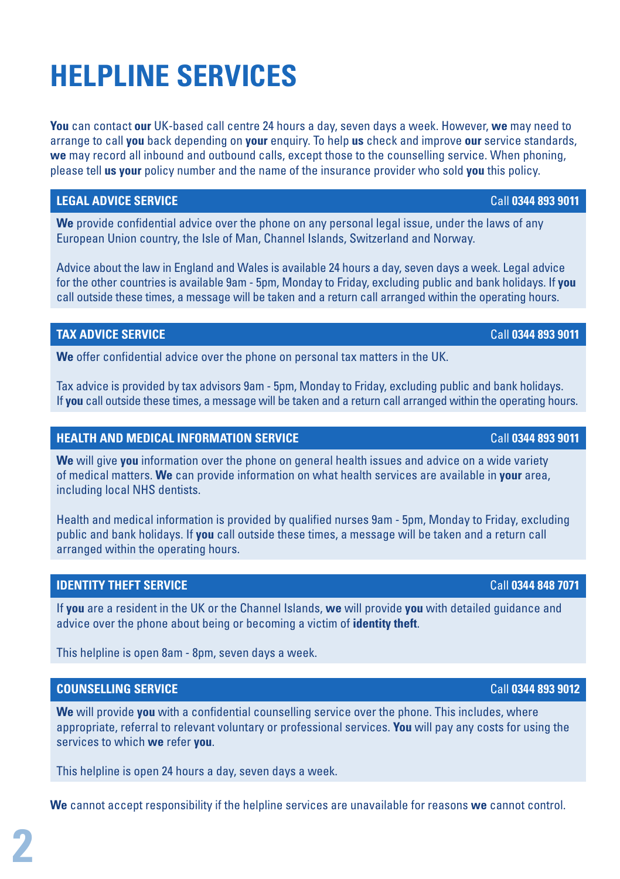# HELPLINE SERVICES

**You** can contact **our** UK-based call centre 24 hours a day, seven days a week. However, **we** may need to arrange to call **you** back depending on **your** enquiry. To help **us** check and improve **our** service standards, **we** may record all inbound and outbound calls, except those to the counselling service. When phoning, please tell **us your** policy number and the name of the insurance provider who sold **you** this policy.

## LEGAL ADVICE SERVICE — Call 0344 893 9011

**We** provide confidential advice over the phone on any personal legal issue, under the laws of any European Union country, the Isle of Man, Channel Islands, Switzerland and Norway.

Advice about the law in England and Wales is available 24 hours a day, seven days a week. Legal advice for the other countries is available 9am - 5pm, Monday to Friday, excluding public and bank holidays. If **you** call outside these times, a message will be taken and a return call arranged within the operating hours.

## TAX ADVICE SERVICE — Call 0344 893 9011

**We** offer confidential advice over the phone on personal tax matters in the UK.

Tax advice is provided by tax advisors 9am - 5pm, Monday to Friday, excluding public and bank holidays. If **you** call outside these times, a message will be taken and a return call arranged within the operating hours.

## HEALTH AND MEDICAL INFORMATION SERVICE — Call 0344 893 9011

**We** will give **you** information over the phone on general health issues and advice on a wide variety of medical matters. **We** can provide information on what health services are available in **your** area, including local NHS dentists.

Health and medical information is provided by qualified nurses 9am - 5pm, Monday to Friday, excluding public and bank holidays. If **you** call outside these times, a message will be taken and a return call arranged within the operating hours.

## IDENTITY THEFT SERVICE — Call 0344 848 7071

If **you** are a resident in the UK or the Channel Islands, **we** will provide **you** with detailed guidance and advice over the phone about being or becoming a victim of **identity theft**.

This helpline is open 8am - 8pm, seven days a week.

## COUNSELLING SERVICE — Call 0344 893 9012

**We** will provide **you** with a confidential counselling service over the phone. This includes, where appropriate, referral to relevant voluntary or professional services. **You** will pay any costs for using the services to which **we** refer **you**.

This helpline is open 24 hours a day, seven days a week.

**We** cannot accept responsibility if the helpline services are unavailable for reasons **we** cannot control.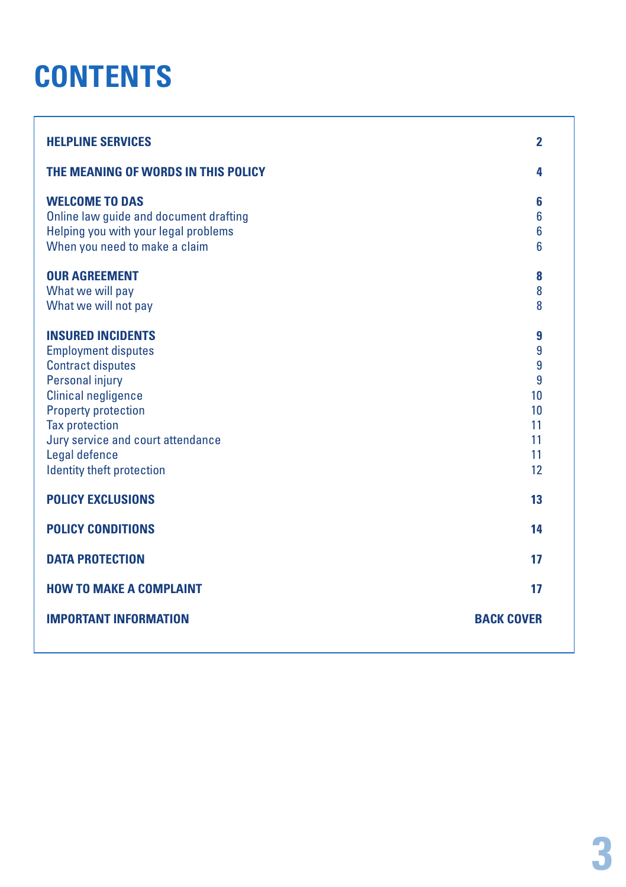# CONTENTS

| | |
|---|---|
| **HELPLINE SERVICES** | **2** |
| **THE MEANING OF WORDS IN THIS POLICY** | **4** |
| **WELCOME TO DAS** | **6** |
| Online law guide and document drafting | 6 |
| Helping you with your legal problems | 6 |
| When you need to make a claim | 6 |
| **OUR AGREEMENT** | **8** |
| What we will pay | 8 |
| What we will not pay | 8 |
| **INSURED INCIDENTS** | **9** |
| Employment disputes | 9 |
| Contract disputes | 9 |
| Personal injury | 9 |
| Clinical negligence | 10 |
| Property protection | 10 |
| Tax protection | 11 |
| Jury service and court attendance | 11 |
| Legal defence | 11 |
| Identity theft protection | 12 |
| **POLICY EXCLUSIONS** | **13** |
| **POLICY CONDITIONS** | **14** |
| **DATA PROTECTION** | **17** |
| **HOW TO MAKE A COMPLAINT** | **17** |
| **IMPORTANT INFORMATION** | **BACK COVER** |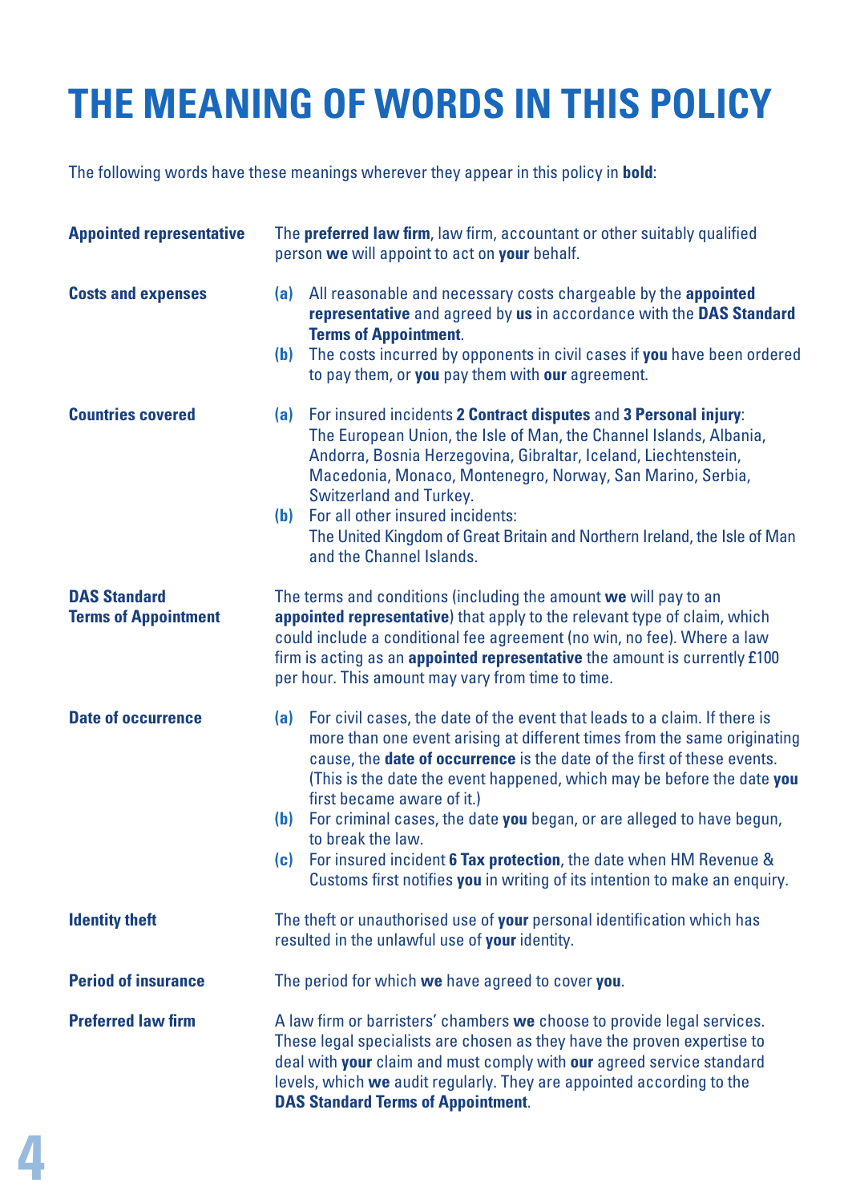# THE MEANING OF WORDS IN THIS POLICY

The following words have these meanings wherever they appear in this policy in **bold**:

**Appointed representative**

The **preferred law firm**, law firm, accountant or other suitably qualified person **we** will appoint to act on **your** behalf.

**Costs and expenses**

**(a)** All reasonable and necessary costs chargeable by the **appointed representative** and agreed by **us** in accordance with the **DAS Standard Terms of Appointment**.

**(b)** The costs incurred by opponents in civil cases if **you** have been ordered to pay them, or **you** pay them with **our** agreement.

**Countries covered**

**(a)** For insured incidents **2 Contract disputes** and **3 Personal injury**: The European Union, the Isle of Man, the Channel Islands, Albania, Andorra, Bosnia Herzegovina, Gibraltar, Iceland, Liechtenstein, Macedonia, Monaco, Montenegro, Norway, San Marino, Serbia, Switzerland and Turkey.

**(b)** For all other insured incidents: The United Kingdom of Great Britain and Northern Ireland, the Isle of Man and the Channel Islands.

**DAS Standard Terms of Appointment**

The terms and conditions (including the amount **we** will pay to an **appointed representative**) that apply to the relevant type of claim, which could include a conditional fee agreement (no win, no fee). Where a law firm is acting as an **appointed representative** the amount is currently £100 per hour. This amount may vary from time to time.

**Date of occurrence**

**(a)** For civil cases, the date of the event that leads to a claim. If there is more than one event arising at different times from the same originating cause, the **date of occurrence** is the date of the first of these events. (This is the date the event happened, which may be before the date **you** first became aware of it.)

**(b)** For criminal cases, the date **you** began, or are alleged to have begun, to break the law.

**(c)** For insured incident **6 Tax protection**, the date when HM Revenue & Customs first notifies **you** in writing of its intention to make an enquiry.

**Identity theft**

The theft or unauthorised use of **your** personal identification which has resulted in the unlawful use of **your** identity.

**Period of insurance**

The period for which **we** have agreed to cover **you**.

**Preferred law firm**

A law firm or barristers' chambers **we** choose to provide legal services. These legal specialists are chosen as they have the proven expertise to deal with **your** claim and must comply with **our** agreed service standard levels, which **we** audit regularly. They are appointed according to the **DAS Standard Terms of Appointment**.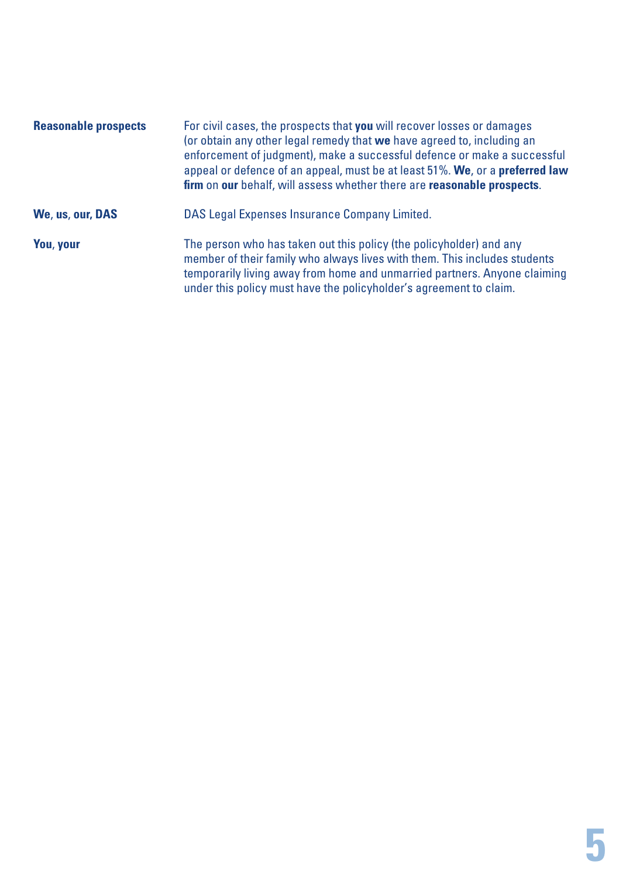| | |
|---|---|
| **Reasonable prospects** | For civil cases, the prospects that **you** will recover losses or damages (or obtain any other legal remedy that **we** have agreed to, including an enforcement of judgment), make a successful defence or make a successful appeal or defence of an appeal, must be at least 51%. **We**, or a **preferred law firm** on **our** behalf, will assess whether there are **reasonable prospects**. |
| **We**, **us**, **our**, **DAS** | DAS Legal Expenses Insurance Company Limited. |
| **You**, **your** | The person who has taken out this policy (the policyholder) and any member of their family who always lives with them. This includes students temporarily living away from home and unmarried partners. Anyone claiming under this policy must have the policyholder's agreement to claim. |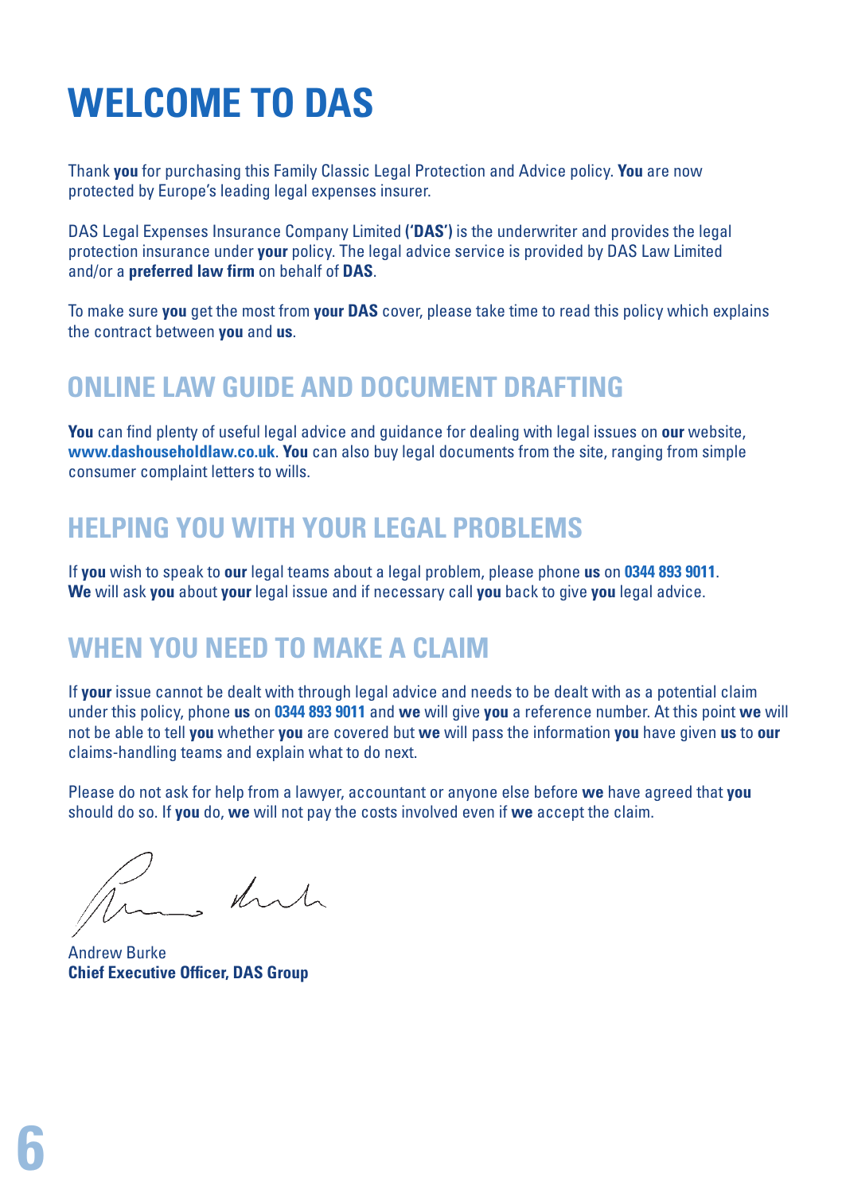# WELCOME TO DAS

Thank **you** for purchasing this Family Classic Legal Protection and Advice policy. **You** are now protected by Europe's leading legal expenses insurer.

DAS Legal Expenses Insurance Company Limited **('DAS')** is the underwriter and provides the legal protection insurance under **your** policy. The legal advice service is provided by DAS Law Limited and/or a **preferred law firm** on behalf of **DAS**.

To make sure **you** get the most from **your DAS** cover, please take time to read this policy which explains the contract between **you** and **us**.

## ONLINE LAW GUIDE AND DOCUMENT DRAFTING

**You** can find plenty of useful legal advice and guidance for dealing with legal issues on **our** website, **www.dashouseholdlaw.co.uk**. **You** can also buy legal documents from the site, ranging from simple consumer complaint letters to wills.

## HELPING YOU WITH YOUR LEGAL PROBLEMS

If **you** wish to speak to **our** legal teams about a legal problem, please phone **us** on **0344 893 9011**. **We** will ask **you** about **your** legal issue and if necessary call **you** back to give **you** legal advice.

## WHEN YOU NEED TO MAKE A CLAIM

If **your** issue cannot be dealt with through legal advice and needs to be dealt with as a potential claim under this policy, phone **us** on **0344 893 9011** and **we** will give **you** a reference number. At this point **we** will not be able to tell **you** whether **you** are covered but **we** will pass the information **you** have given **us** to **our** claims-handling teams and explain what to do next.

Please do not ask for help from a lawyer, accountant or anyone else before **we** have agreed that **you** should do so. If **you** do, **we** will not pay the costs involved even if **we** accept the claim.

Andrew Burke
**Chief Executive Officer, DAS Group**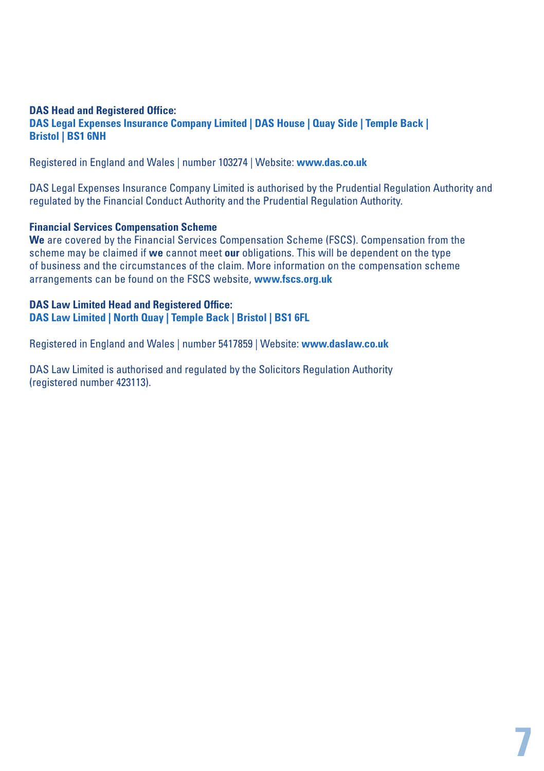**DAS Head and Registered Office:**
**DAS Legal Expenses Insurance Company Limited | DAS House | Quay Side | Temple Back | Bristol | BS1 6NH**

Registered in England and Wales | number 103274 | Website: **www.das.co.uk**

DAS Legal Expenses Insurance Company Limited is authorised by the Prudential Regulation Authority and regulated by the Financial Conduct Authority and the Prudential Regulation Authority.

**Financial Services Compensation Scheme**
**We** are covered by the Financial Services Compensation Scheme (FSCS). Compensation from the scheme may be claimed if **we** cannot meet **our** obligations. This will be dependent on the type of business and the circumstances of the claim. More information on the compensation scheme arrangements can be found on the FSCS website, **www.fscs.org.uk**

**DAS Law Limited Head and Registered Office:**
**DAS Law Limited | North Quay | Temple Back | Bristol | BS1 6FL**

Registered in England and Wales | number 5417859 | Website: **www.daslaw.co.uk**

DAS Law Limited is authorised and regulated by the Solicitors Regulation Authority (registered number 423113).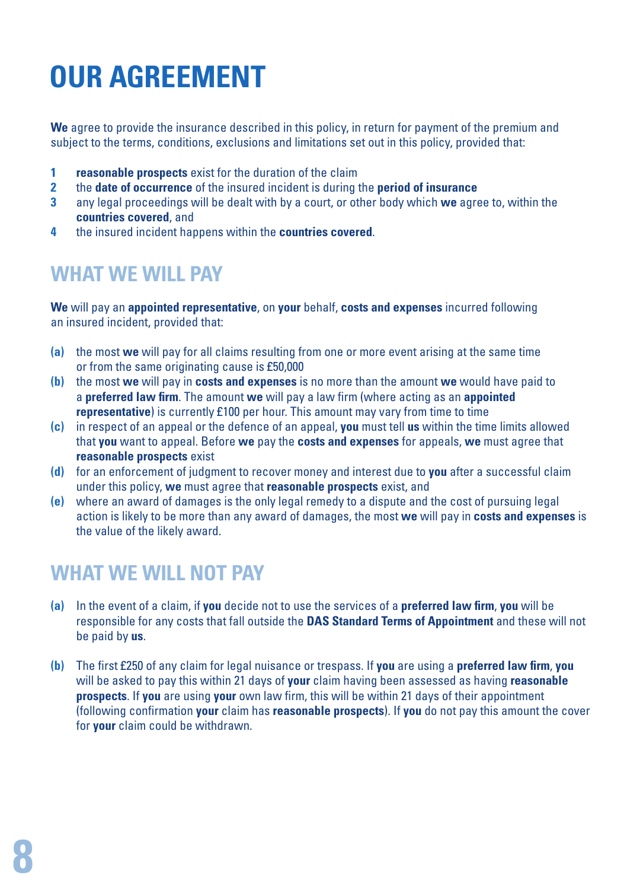# OUR AGREEMENT

**We** agree to provide the insurance described in this policy, in return for payment of the premium and subject to the terms, conditions, exclusions and limitations set out in this policy, provided that:

1. **reasonable prospects** exist for the duration of the claim
2. the **date of occurrence** of the insured incident is during the **period of insurance**
3. any legal proceedings will be dealt with by a court, or other body which **we** agree to, within the **countries covered**, and
4. the insured incident happens within the **countries covered**.

## WHAT WE WILL PAY

**We** will pay an **appointed representative**, on **your** behalf, **costs and expenses** incurred following an insured incident, provided that:

- **(a)** the most **we** will pay for all claims resulting from one or more event arising at the same time or from the same originating cause is £50,000
- **(b)** the most **we** will pay in **costs and expenses** is no more than the amount **we** would have paid to a **preferred law firm**. The amount **we** will pay a law firm (where acting as an **appointed representative**) is currently £100 per hour. This amount may vary from time to time
- **(c)** in respect of an appeal or the defence of an appeal, **you** must tell **us** within the time limits allowed that **you** want to appeal. Before **we** pay the **costs and expenses** for appeals, **we** must agree that **reasonable prospects** exist
- **(d)** for an enforcement of judgment to recover money and interest due to **you** after a successful claim under this policy, **we** must agree that **reasonable prospects** exist, and
- **(e)** where an award of damages is the only legal remedy to a dispute and the cost of pursuing legal action is likely to be more than any award of damages, the most **we** will pay in **costs and expenses** is the value of the likely award.

## WHAT WE WILL NOT PAY

- **(a)** In the event of a claim, if **you** decide not to use the services of a **preferred law firm**, **you** will be responsible for any costs that fall outside the **DAS Standard Terms of Appointment** and these will not be paid by **us**.

- **(b)** The first £250 of any claim for legal nuisance or trespass. If **you** are using a **preferred law firm**, **you** will be asked to pay this within 21 days of **your** claim having been assessed as having **reasonable prospects**. If **you** are using **your** own law firm, this will be within 21 days of their appointment (following confirmation **your** claim has **reasonable prospects**). If **you** do not pay this amount the cover for **your** claim could be withdrawn.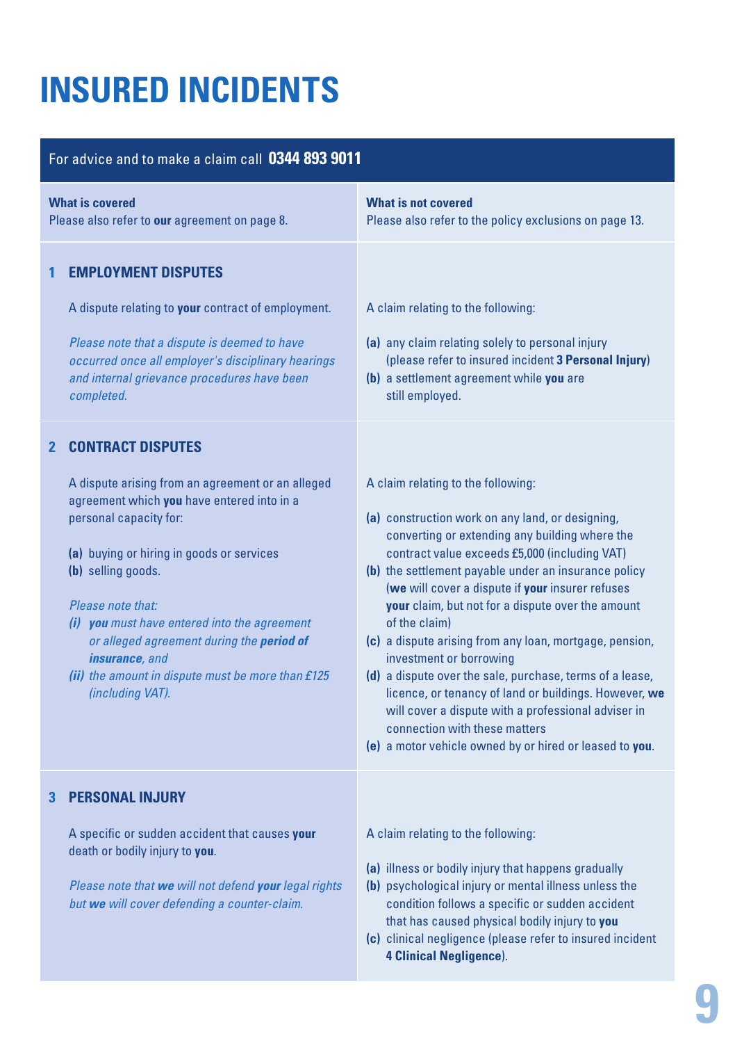# INSURED INCIDENTS

For advice and to make a claim call **0344 893 9011**

| **What is covered**<br>Please also refer to **our** agreement on page 8. | **What is not covered**<br>Please also refer to the policy exclusions on page 13. |
|---|---|
| **1 EMPLOYMENT DISPUTES**<br><br>A dispute relating to **your** contract of employment.<br><br>*Please note that a dispute is deemed to have occurred once all employer's disciplinary hearings and internal grievance procedures have been completed.* | A claim relating to the following:<br><br>**(a)** any claim relating solely to personal injury (please refer to insured incident **3 Personal Injury**)<br>**(b)** a settlement agreement while **you** are still employed. |
| **2 CONTRACT DISPUTES**<br><br>A dispute arising from an agreement or an alleged agreement which **you** have entered into in a personal capacity for:<br><br>**(a)** buying or hiring in goods or services<br>**(b)** selling goods.<br><br>*Please note that:*<br>***(i)*** ***you*** *must have entered into the agreement or alleged agreement during the* ***period of insurance****, and*<br>***(ii)*** *the amount in dispute must be more than £125 (including VAT).* | A claim relating to the following:<br><br>**(a)** construction work on any land, or designing, converting or extending any building where the contract value exceeds £5,000 (including VAT)<br>**(b)** the settlement payable under an insurance policy (**we** will cover a dispute if **your** insurer refuses **your** claim, but not for a dispute over the amount of the claim)<br>**(c)** a dispute arising from any loan, mortgage, pension, investment or borrowing<br>**(d)** a dispute over the sale, purchase, terms of a lease, licence, or tenancy of land or buildings. However, **we** will cover a dispute with a professional adviser in connection with these matters<br>**(e)** a motor vehicle owned by or hired or leased to **you**. |
| **3 PERSONAL INJURY**<br><br>A specific or sudden accident that causes **your** death or bodily injury to **you**.<br><br>*Please note that* ***we*** *will not defend* ***your*** *legal rights but* ***we*** *will cover defending a counter-claim.* | A claim relating to the following:<br><br>**(a)** illness or bodily injury that happens gradually<br>**(b)** psychological injury or mental illness unless the condition follows a specific or sudden accident that has caused physical bodily injury to **you**<br>**(c)** clinical negligence (please refer to insured incident **4 Clinical Negligence**). |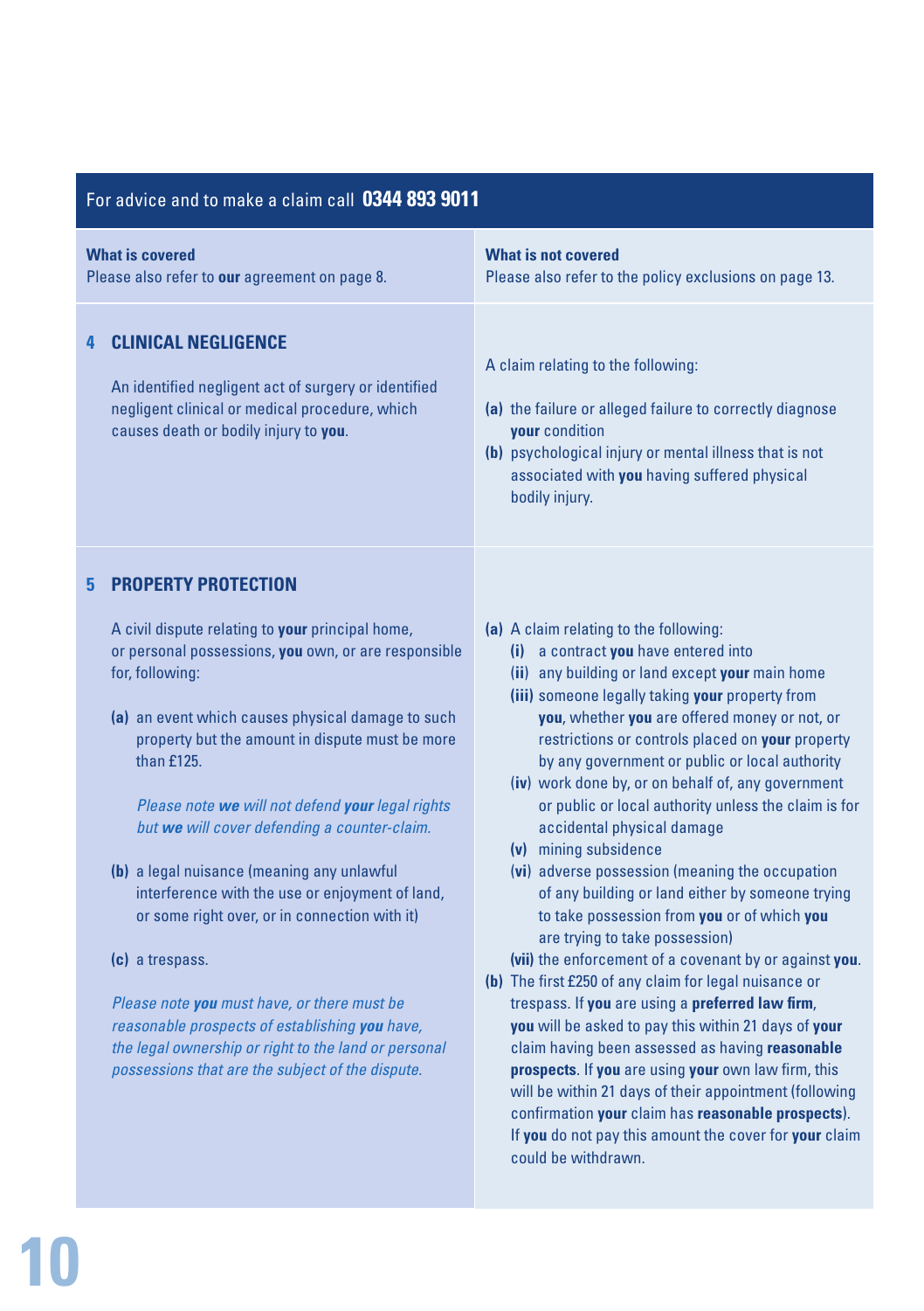For advice and to make a claim call **0344 893 9011**

| **What is covered** Please also refer to **our** agreement on page 8. | **What is not covered** Please also refer to the policy exclusions on page 13. |
|---|---|
| **4 CLINICAL NEGLIGENCE**<br><br>An identified negligent act of surgery or identified negligent clinical or medical procedure, which causes death or bodily injury to **you**. | A claim relating to the following:<br><br>**(a)** the failure or alleged failure to correctly diagnose **your** condition<br>**(b)** psychological injury or mental illness that is not associated with **you** having suffered physical bodily injury. |
| **5 PROPERTY PROTECTION**<br><br>A civil dispute relating to **your** principal home, or personal possessions, **you** own, or are responsible for, following:<br><br>**(a)** an event which causes physical damage to such property but the amount in dispute must be more than £125.<br><br>*Please note **we** will not defend **your** legal rights but **we** will cover defending a counter-claim.*<br><br>**(b)** a legal nuisance (meaning any unlawful interference with the use or enjoyment of land, or some right over, or in connection with it)<br><br>**(c)** a trespass.<br><br>*Please note **you** must have, or there must be reasonable prospects of establishing **you** have, the legal ownership or right to the land or personal possessions that are the subject of the dispute.* | **(a)** A claim relating to the following:<br>**(i)** a contract **you** have entered into<br>**(ii)** any building or land except **your** main home<br>**(iii)** someone legally taking **your** property from **you**, whether **you** are offered money or not, or restrictions or controls placed on **your** property by any government or public or local authority<br>**(iv)** work done by, or on behalf of, any government or public or local authority unless the claim is for accidental physical damage<br>**(v)** mining subsidence<br>**(vi)** adverse possession (meaning the occupation of any building or land either by someone trying to take possession from **you** or of which **you** are trying to take possession)<br>**(vii)** the enforcement of a covenant by or against **you**.<br>**(b)** The first £250 of any claim for legal nuisance or trespass. If **you** are using a **preferred law firm**, **you** will be asked to pay this within 21 days of **your** claim having been assessed as having **reasonable prospects**. If **you** are using **your** own law firm, this will be within 21 days of their appointment (following confirmation **your** claim has **reasonable prospects**). If **you** do not pay this amount the cover for **your** claim could be withdrawn. |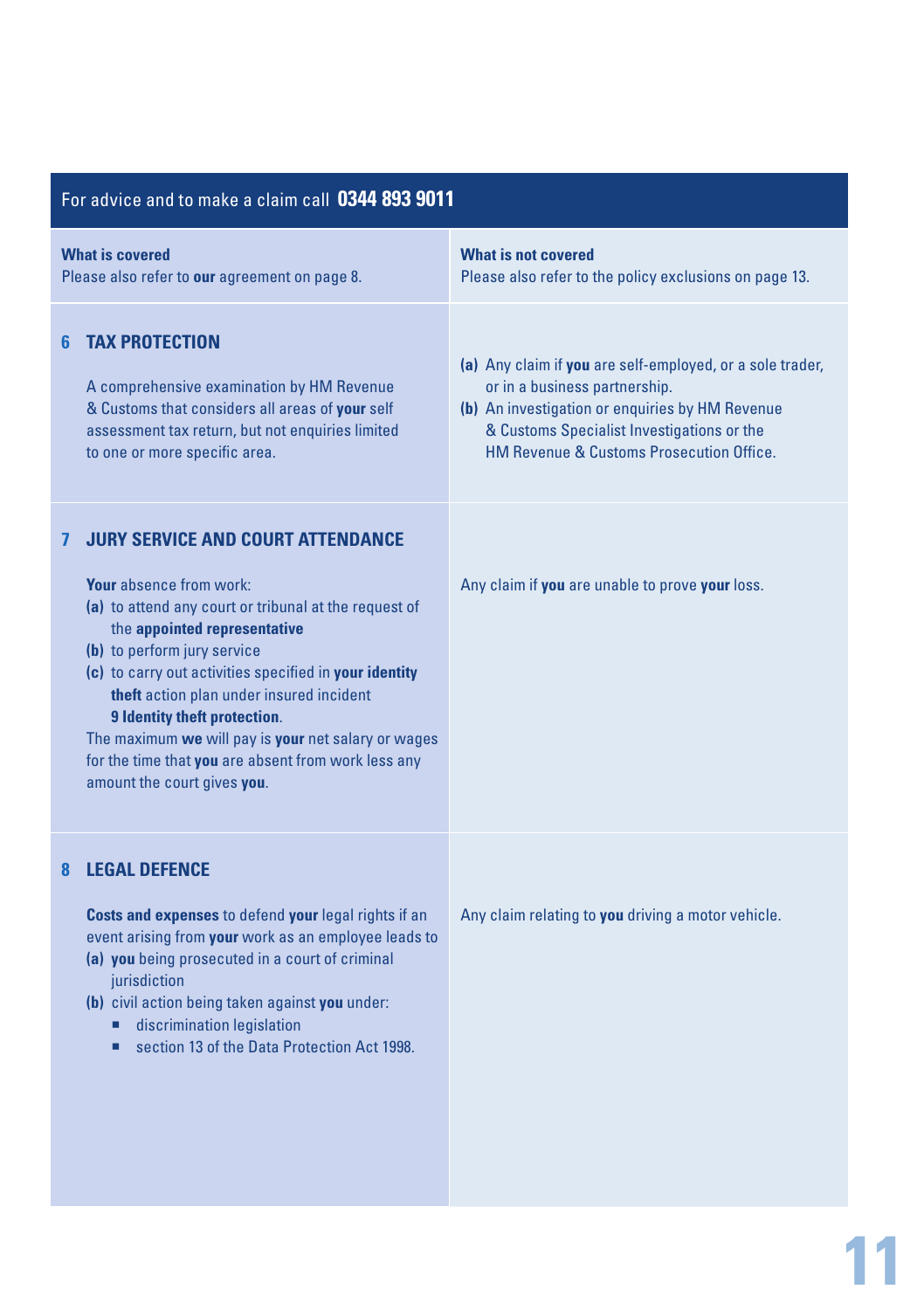For advice and to make a claim call **0344 893 9011**

| **What is covered**<br>Please also refer to **our** agreement on page 8. | **What is not covered**<br>Please also refer to the policy exclusions on page 13. |
|---|---|
| **6 TAX PROTECTION**<br><br>A comprehensive examination by HM Revenue & Customs that considers all areas of **your** self assessment tax return, but not enquiries limited to one or more specific area. | **(a)** Any claim if **you** are self-employed, or a sole trader, or in a business partnership.<br>**(b)** An investigation or enquiries by HM Revenue & Customs Specialist Investigations or the HM Revenue & Customs Prosecution Office. |
| **7 JURY SERVICE AND COURT ATTENDANCE**<br><br>**Your** absence from work:<br>**(a)** to attend any court or tribunal at the request of the **appointed representative**<br>**(b)** to perform jury service<br>**(c)** to carry out activities specified in **your identity theft** action plan under insured incident **9 Identity theft protection**.<br>The maximum **we** will pay is **your** net salary or wages for the time that **you** are absent from work less any amount the court gives **you**. | Any claim if **you** are unable to prove **your** loss. |
| **8 LEGAL DEFENCE**<br><br>**Costs and expenses** to defend **your** legal rights if an event arising from **your** work as an employee leads to<br>**(a)** **you** being prosecuted in a court of criminal jurisdiction<br>**(b)** civil action being taken against **you** under:<br>▪ discrimination legislation<br>▪ section 13 of the Data Protection Act 1998. | Any claim relating to **you** driving a motor vehicle. |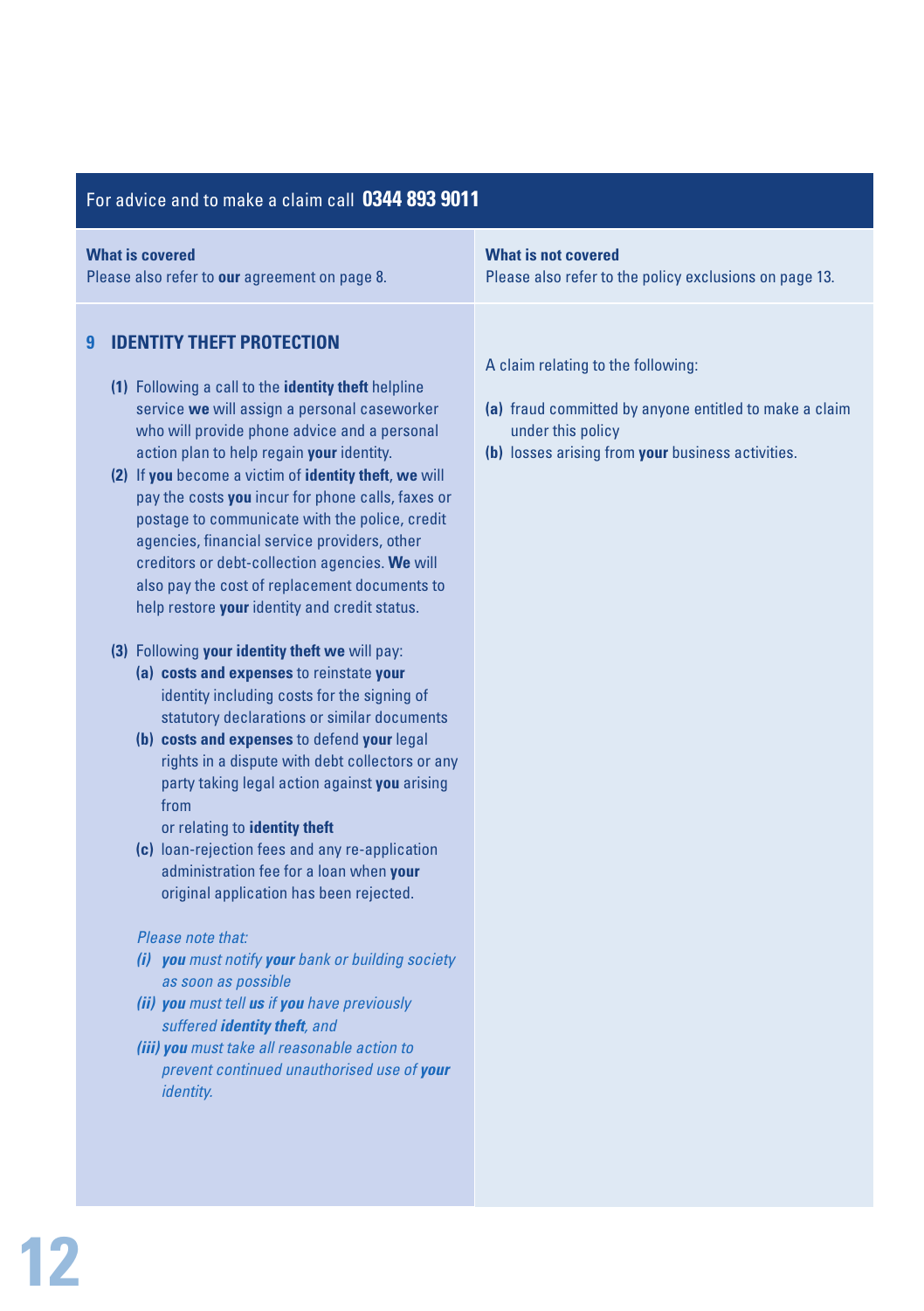For advice and to make a claim call **0344 893 9011**

| What is covered | What is not covered |
|---|---|
| Please also refer to **our** agreement on page 8. | Please also refer to the policy exclusions on page 13. |

## 9 IDENTITY THEFT PROTECTION

**What is covered**

**(1)** Following a call to the **identity theft** helpline service **we** will assign a personal caseworker who will provide phone advice and a personal action plan to help regain **your** identity.

**(2)** If **you** become a victim of **identity theft**, **we** will pay the costs **you** incur for phone calls, faxes or postage to communicate with the police, credit agencies, financial service providers, other creditors or debt-collection agencies. **We** will also pay the cost of replacement documents to help restore **your** identity and credit status.

**(3)** Following **your identity theft we** will pay:

- **(a)** **costs and expenses** to reinstate **your** identity including costs for the signing of statutory declarations or similar documents
- **(b)** **costs and expenses** to defend **your** legal rights in a dispute with debt collectors or any party taking legal action against **you** arising from or relating to **identity theft**
- **(c)** loan-rejection fees and any re-application administration fee for a loan when **your** original application has been rejected.

*Please note that:*

- ***(i)*** ***you*** *must notify* ***your*** *bank or building society as soon as possible*
- ***(ii)*** ***you*** *must tell* ***us*** *if* ***you*** *have previously suffered* ***identity theft****, and*
- ***(iii)*** ***you*** *must take all reasonable action to prevent continued unauthorised use of* ***your*** *identity.*

**What is not covered**

A claim relating to the following:

- **(a)** fraud committed by anyone entitled to make a claim under this policy
- **(b)** losses arising from **your** business activities.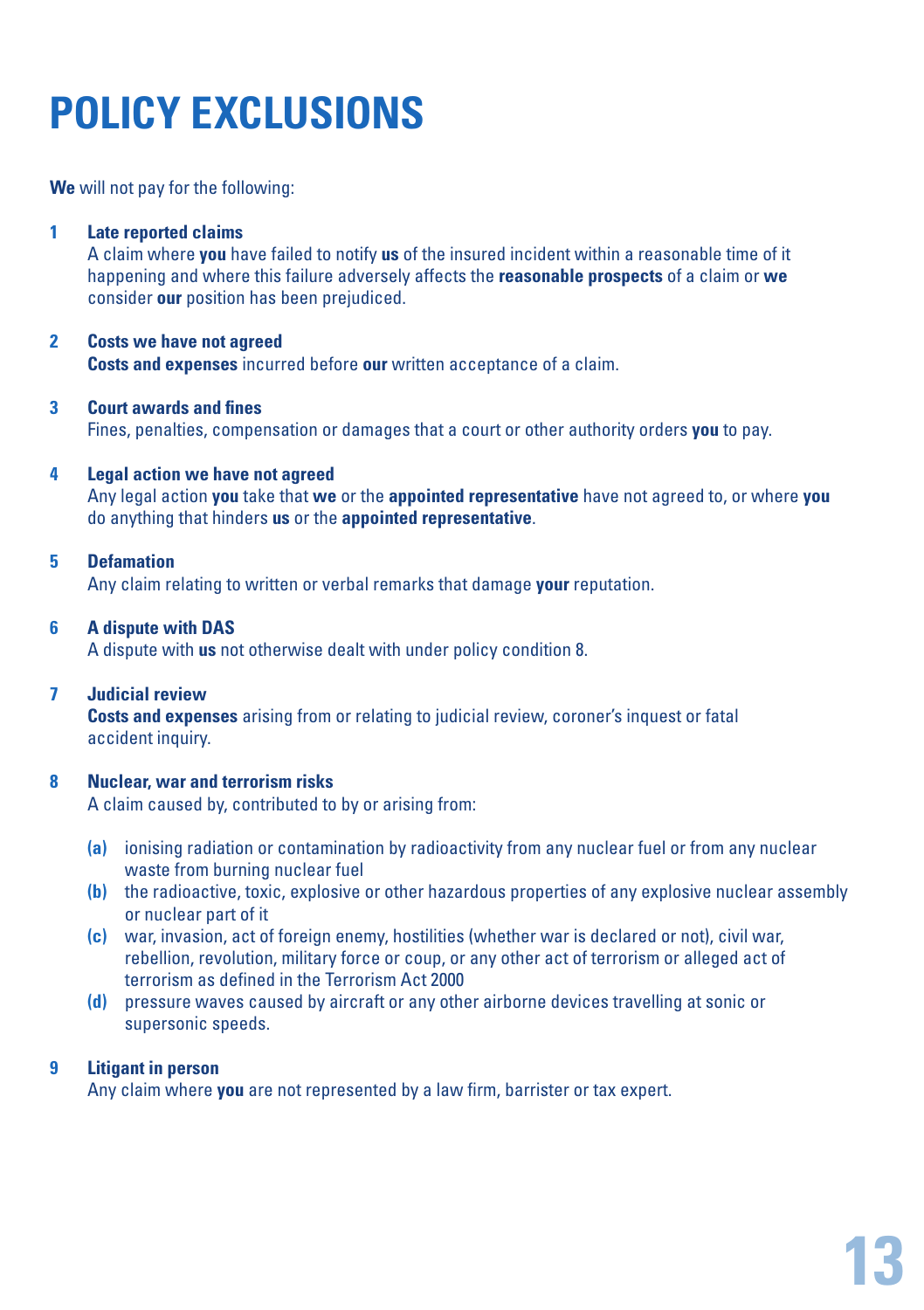# POLICY EXCLUSIONS

**We** will not pay for the following:

**1 Late reported claims**
A claim where **you** have failed to notify **us** of the insured incident within a reasonable time of it happening and where this failure adversely affects the **reasonable prospects** of a claim or **we** consider **our** position has been prejudiced.

**2 Costs we have not agreed**
**Costs and expenses** incurred before **our** written acceptance of a claim.

**3 Court awards and fines**
Fines, penalties, compensation or damages that a court or other authority orders **you** to pay.

**4 Legal action we have not agreed**
Any legal action **you** take that **we** or the **appointed representative** have not agreed to, or where **you** do anything that hinders **us** or the **appointed representative**.

**5 Defamation**
Any claim relating to written or verbal remarks that damage **your** reputation.

**6 A dispute with DAS**
A dispute with **us** not otherwise dealt with under policy condition 8.

**7 Judicial review**
**Costs and expenses** arising from or relating to judicial review, coroner's inquest or fatal accident inquiry.

**8 Nuclear, war and terrorism risks**
A claim caused by, contributed to by or arising from:

- **(a)** ionising radiation or contamination by radioactivity from any nuclear fuel or from any nuclear waste from burning nuclear fuel
- **(b)** the radioactive, toxic, explosive or other hazardous properties of any explosive nuclear assembly or nuclear part of it
- **(c)** war, invasion, act of foreign enemy, hostilities (whether war is declared or not), civil war, rebellion, revolution, military force or coup, or any other act of terrorism or alleged act of terrorism as defined in the Terrorism Act 2000
- **(d)** pressure waves caused by aircraft or any other airborne devices travelling at sonic or supersonic speeds.

**9 Litigant in person**
Any claim where **you** are not represented by a law firm, barrister or tax expert.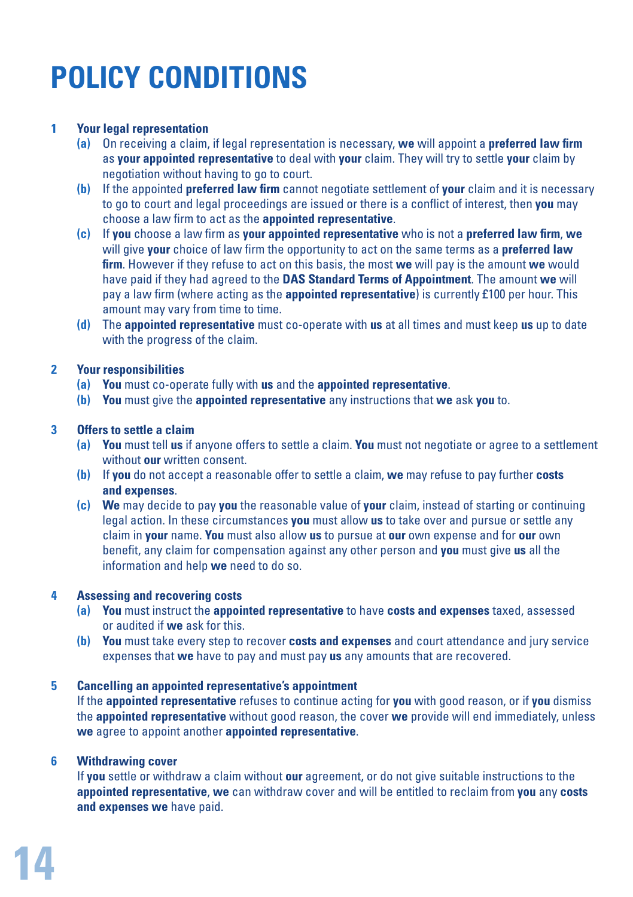# POLICY CONDITIONS

**1 Your legal representation**

**(a)** On receiving a claim, if legal representation is necessary, **we** will appoint a **preferred law firm** as **your appointed representative** to deal with **your** claim. They will try to settle **your** claim by negotiation without having to go to court.

**(b)** If the appointed **preferred law firm** cannot negotiate settlement of **your** claim and it is necessary to go to court and legal proceedings are issued or there is a conflict of interest, then **you** may choose a law firm to act as the **appointed representative**.

**(c)** If **you** choose a law firm as **your appointed representative** who is not a **preferred law firm**, **we** will give **your** choice of law firm the opportunity to act on the same terms as a **preferred law firm**. However if they refuse to act on this basis, the most **we** will pay is the amount **we** would have paid if they had agreed to the **DAS Standard Terms of Appointment**. The amount **we** will pay a law firm (where acting as the **appointed representative**) is currently £100 per hour. This amount may vary from time to time.

**(d)** The **appointed representative** must co-operate with **us** at all times and must keep **us** up to date with the progress of the claim.

**2 Your responsibilities**

**(a)** **You** must co-operate fully with **us** and the **appointed representative**.

**(b)** **You** must give the **appointed representative** any instructions that **we** ask **you** to.

**3 Offers to settle a claim**

**(a)** **You** must tell **us** if anyone offers to settle a claim. **You** must not negotiate or agree to a settlement without **our** written consent.

**(b)** If **you** do not accept a reasonable offer to settle a claim, **we** may refuse to pay further **costs and expenses**.

**(c)** **We** may decide to pay **you** the reasonable value of **your** claim, instead of starting or continuing legal action. In these circumstances **you** must allow **us** to take over and pursue or settle any claim in **your** name. **You** must also allow **us** to pursue at **our** own expense and for **our** own benefit, any claim for compensation against any other person and **you** must give **us** all the information and help **we** need to do so.

**4 Assessing and recovering costs**

**(a)** **You** must instruct the **appointed representative** to have **costs and expenses** taxed, assessed or audited if **we** ask for this.

**(b)** **You** must take every step to recover **costs and expenses** and court attendance and jury service expenses that **we** have to pay and must pay **us** any amounts that are recovered.

**5 Cancelling an appointed representative's appointment**

If the **appointed representative** refuses to continue acting for **you** with good reason, or if **you** dismiss the **appointed representative** without good reason, the cover **we** provide will end immediately, unless **we** agree to appoint another **appointed representative**.

**6 Withdrawing cover**

If **you** settle or withdraw a claim without **our** agreement, or do not give suitable instructions to the **appointed representative**, **we** can withdraw cover and will be entitled to reclaim from **you** any **costs and expenses we** have paid.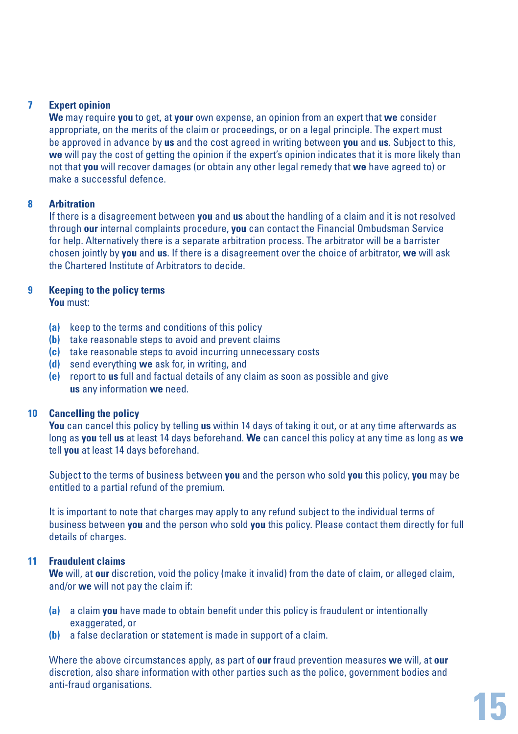### 7 Expert opinion

**We** may require **you** to get, at **your** own expense, an opinion from an expert that **we** consider appropriate, on the merits of the claim or proceedings, or on a legal principle. The expert must be approved in advance by **us** and the cost agreed in writing between **you** and **us**. Subject to this, **we** will pay the cost of getting the opinion if the expert's opinion indicates that it is more likely than not that **you** will recover damages (or obtain any other legal remedy that **we** have agreed to) or make a successful defence.

### 8 Arbitration

If there is a disagreement between **you** and **us** about the handling of a claim and it is not resolved through **our** internal complaints procedure, **you** can contact the Financial Ombudsman Service for help. Alternatively there is a separate arbitration process. The arbitrator will be a barrister chosen jointly by **you** and **us**. If there is a disagreement over the choice of arbitrator, **we** will ask the Chartered Institute of Arbitrators to decide.

### 9 Keeping to the policy terms

**You** must:

- **(a)** keep to the terms and conditions of this policy
- **(b)** take reasonable steps to avoid and prevent claims
- **(c)** take reasonable steps to avoid incurring unnecessary costs
- **(d)** send everything **we** ask for, in writing, and
- **(e)** report to **us** full and factual details of any claim as soon as possible and give **us** any information **we** need.

### 10 Cancelling the policy

**You** can cancel this policy by telling **us** within 14 days of taking it out, or at any time afterwards as long as **you** tell **us** at least 14 days beforehand. **We** can cancel this policy at any time as long as **we** tell **you** at least 14 days beforehand.

Subject to the terms of business between **you** and the person who sold **you** this policy, **you** may be entitled to a partial refund of the premium.

It is important to note that charges may apply to any refund subject to the individual terms of business between **you** and the person who sold **you** this policy. Please contact them directly for full details of charges.

### 11 Fraudulent claims

**We** will, at **our** discretion, void the policy (make it invalid) from the date of claim, or alleged claim, and/or **we** will not pay the claim if:

- **(a)** a claim **you** have made to obtain benefit under this policy is fraudulent or intentionally exaggerated, or
- **(b)** a false declaration or statement is made in support of a claim.

Where the above circumstances apply, as part of **our** fraud prevention measures **we** will, at **our** discretion, also share information with other parties such as the police, government bodies and anti-fraud organisations.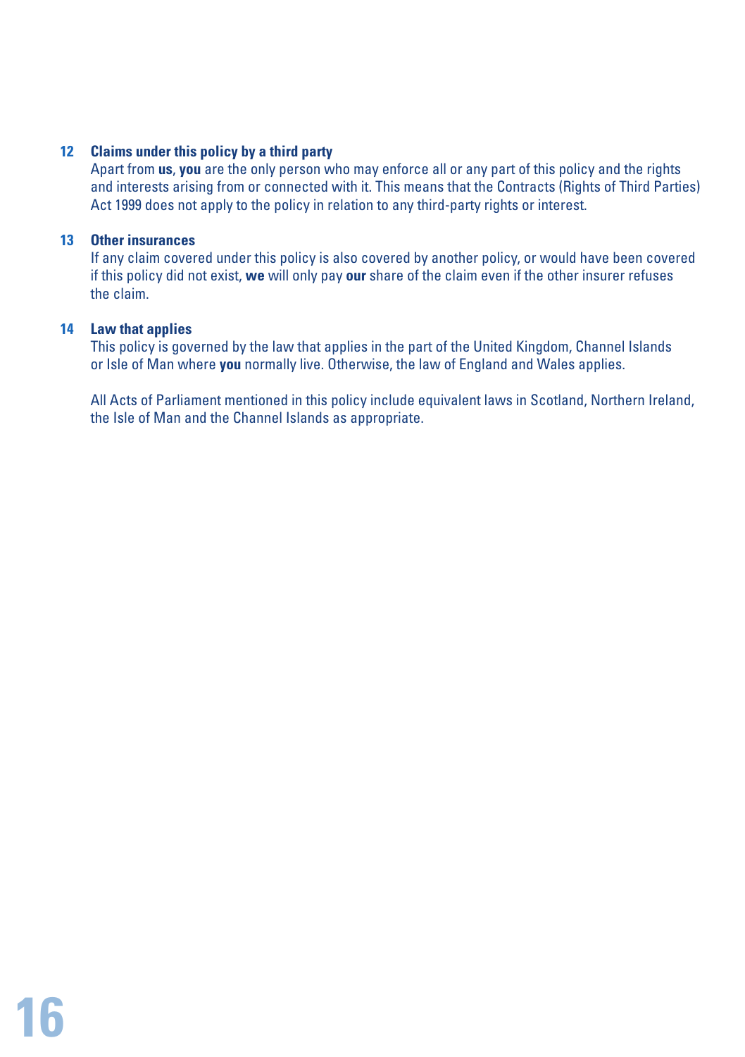### 12 Claims under this policy by a third party

Apart from **us**, **you** are the only person who may enforce all or any part of this policy and the rights and interests arising from or connected with it. This means that the Contracts (Rights of Third Parties) Act 1999 does not apply to the policy in relation to any third-party rights or interest.

### 13 Other insurances

If any claim covered under this policy is also covered by another policy, or would have been covered if this policy did not exist, **we** will only pay **our** share of the claim even if the other insurer refuses the claim.

### 14 Law that applies

This policy is governed by the law that applies in the part of the United Kingdom, Channel Islands or Isle of Man where **you** normally live. Otherwise, the law of England and Wales applies.

All Acts of Parliament mentioned in this policy include equivalent laws in Scotland, Northern Ireland, the Isle of Man and the Channel Islands as appropriate.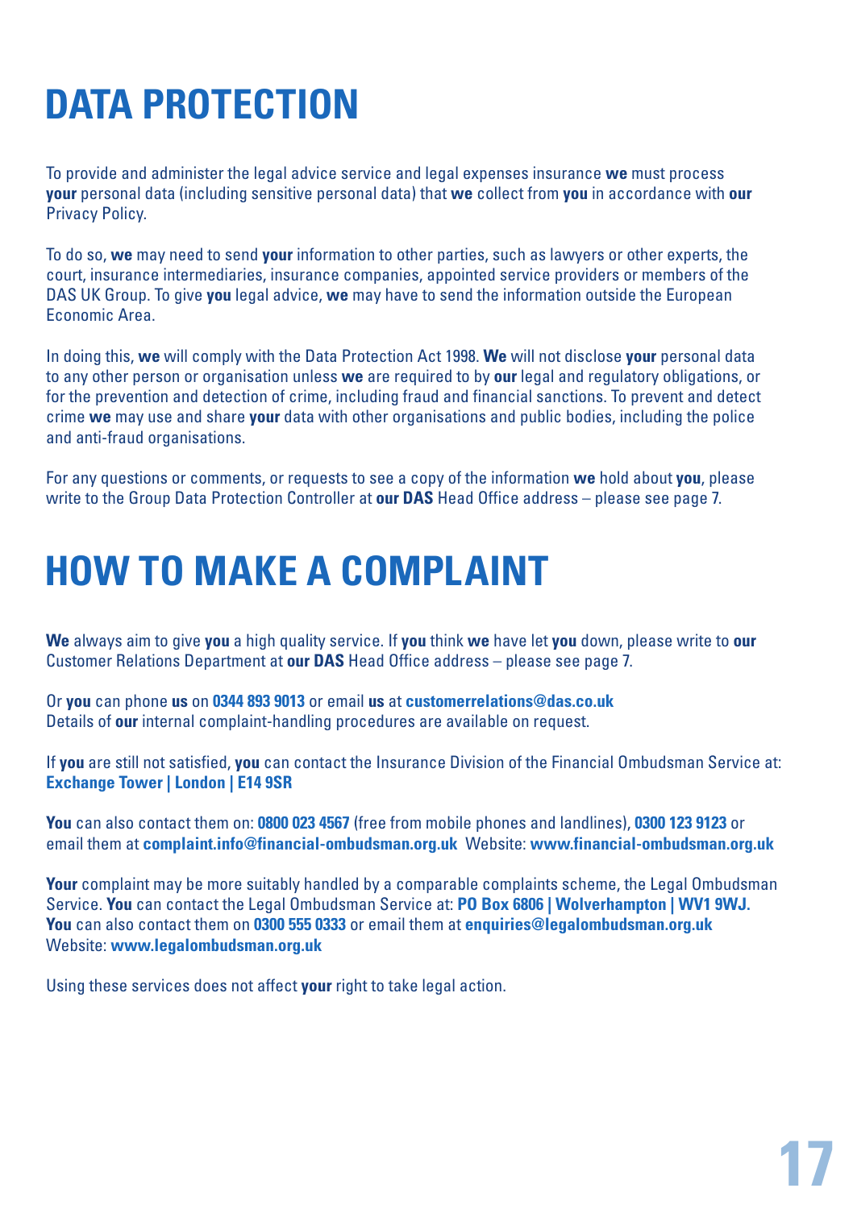# DATA PROTECTION

To provide and administer the legal advice service and legal expenses insurance **we** must process **your** personal data (including sensitive personal data) that **we** collect from **you** in accordance with **our** Privacy Policy.

To do so, **we** may need to send **your** information to other parties, such as lawyers or other experts, the court, insurance intermediaries, insurance companies, appointed service providers or members of the DAS UK Group. To give **you** legal advice, **we** may have to send the information outside the European Economic Area.

In doing this, **we** will comply with the Data Protection Act 1998. **We** will not disclose **your** personal data to any other person or organisation unless **we** are required to by **our** legal and regulatory obligations, or for the prevention and detection of crime, including fraud and financial sanctions. To prevent and detect crime **we** may use and share **your** data with other organisations and public bodies, including the police and anti-fraud organisations.

For any questions or comments, or requests to see a copy of the information **we** hold about **you**, please write to the Group Data Protection Controller at **our DAS** Head Office address – please see page 7.

# HOW TO MAKE A COMPLAINT

**We** always aim to give **you** a high quality service. If **you** think **we** have let **you** down, please write to **our** Customer Relations Department at **our DAS** Head Office address – please see page 7.

Or **you** can phone **us** on **0344 893 9013** or email **us** at **customerrelations@das.co.uk**
Details of **our** internal complaint-handling procedures are available on request.

If **you** are still not satisfied, **you** can contact the Insurance Division of the Financial Ombudsman Service at:
**Exchange Tower | London | E14 9SR**

**You** can also contact them on: **0800 023 4567** (free from mobile phones and landlines), **0300 123 9123** or email them at **complaint.info@financial-ombudsman.org.uk** Website: **www.financial-ombudsman.org.uk**

**Your** complaint may be more suitably handled by a comparable complaints scheme, the Legal Ombudsman Service. **You** can contact the Legal Ombudsman Service at: **PO Box 6806 | Wolverhampton | WV1 9WJ.**
**You** can also contact them on **0300 555 0333** or email them at **enquiries@legalombudsman.org.uk**
Website: **www.legalombudsman.org.uk**

Using these services does not affect **your** right to take legal action.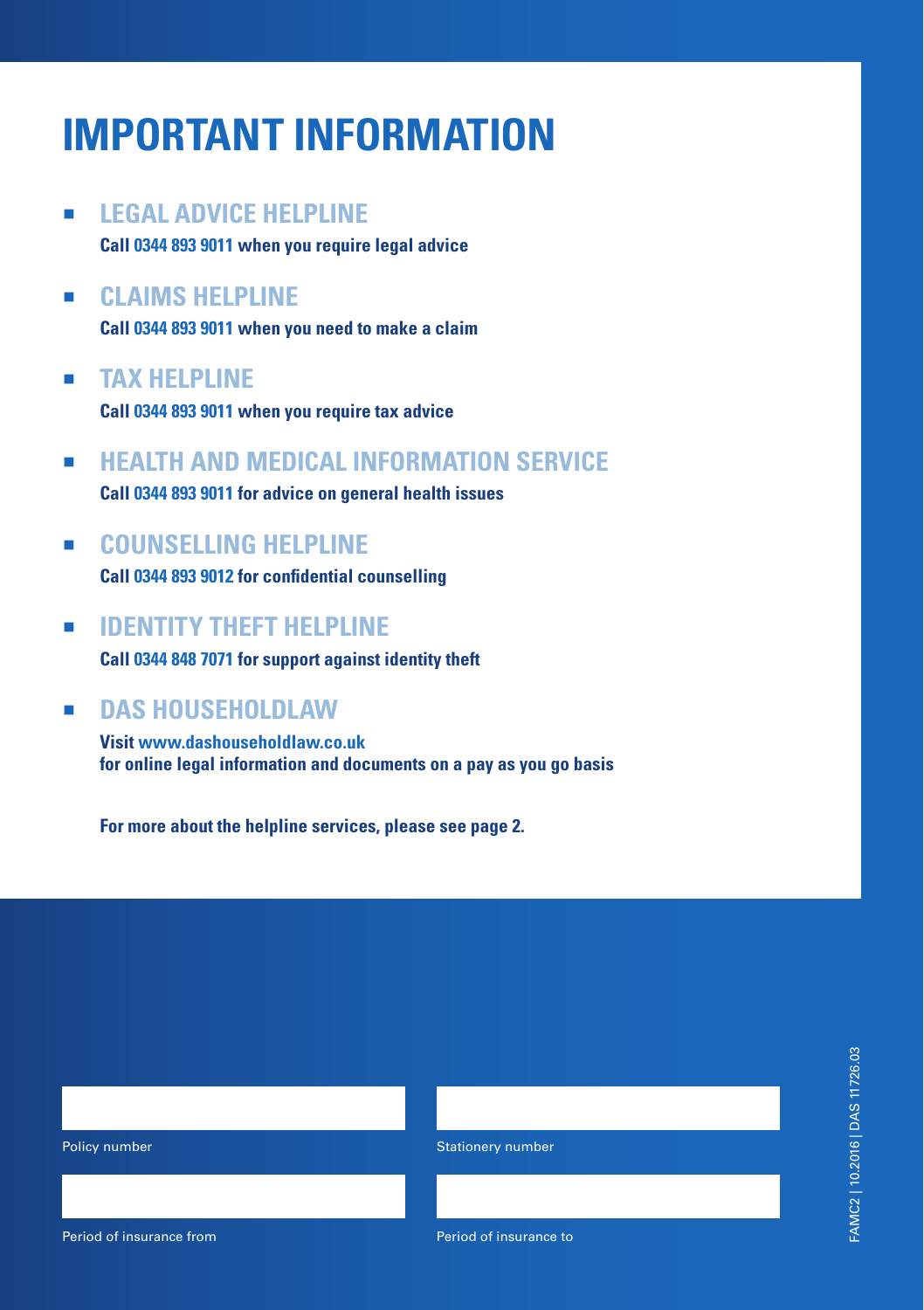# IMPORTANT INFORMATION

- **LEGAL ADVICE HELPLINE**
  **Call 0344 893 9011 when you require legal advice**

- **CLAIMS HELPLINE**
  **Call 0344 893 9011 when you need to make a claim**

- **TAX HELPLINE**
  **Call 0344 893 9011 when you require tax advice**

- **HEALTH AND MEDICAL INFORMATION SERVICE**
  **Call 0344 893 9011 for advice on general health issues**

- **COUNSELLING HELPLINE**
  **Call 0344 893 9012 for confidential counselling**

- **IDENTITY THEFT HELPLINE**
  **Call 0344 848 7071 for support against identity theft**

- **DAS HOUSEHOLDLAW**
  **Visit www.dashouseholdlaw.co.uk**
  **for online legal information and documents on a pay as you go basis**

**For more about the helpline services, please see page 2.**

Policy number

Stationery number

Period of insurance from

Period of insurance to

FAMC2 | 10.2016 | DAS 11726.03